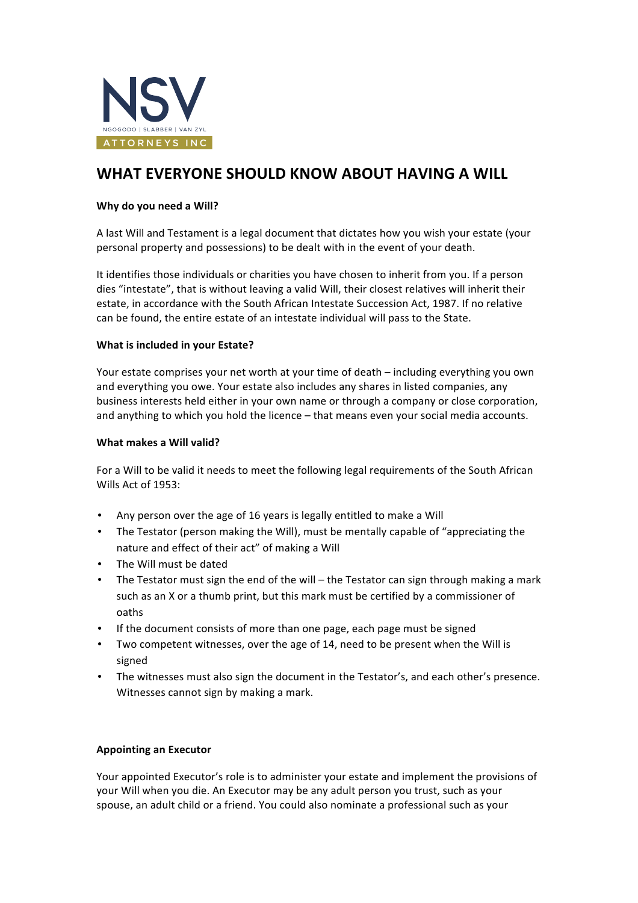NSV

NGOGODO | SLABBER | VAN ZYL

ATTORNEYS INC

# WHAT EVERYONE SHOULD KNOW ABOUT HAVING A WILL

**Why do you need a Will?**

A last Will and Testament is a legal document that dictates how you wish your estate (your personal property and possessions) to be dealt with in the event of your death.

It identifies those individuals or charities you have chosen to inherit from you. If a person dies "intestate", that is without leaving a valid Will, their closest relatives will inherit their estate, in accordance with the South African Intestate Succession Act, 1987. If no relative can be found, the entire estate of an intestate individual will pass to the State.

**What is included in your Estate?**

Your estate comprises your net worth at your time of death – including everything you own and everything you owe. Your estate also includes any shares in listed companies, any business interests held either in your own name or through a company or close corporation, and anything to which you hold the licence – that means even your social media accounts.

**What makes a Will valid?**

For a Will to be valid it needs to meet the following legal requirements of the South African Wills Act of 1953:

- Any person over the age of 16 years is legally entitled to make a Will
- The Testator (person making the Will), must be mentally capable of "appreciating the nature and effect of their act" of making a Will
- The Will must be dated
- The Testator must sign the end of the will – the Testator can sign through making a mark such as an X or a thumb print, but this mark must be certified by a commissioner of oaths
- If the document consists of more than one page, each page must be signed
- Two competent witnesses, over the age of 14, need to be present when the Will is signed
- The witnesses must also sign the document in the Testator's, and each other's presence. Witnesses cannot sign by making a mark.

**Appointing an Executor**

Your appointed Executor's role is to administer your estate and implement the provisions of your Will when you die. An Executor may be any adult person you trust, such as your spouse, an adult child or a friend. You could also nominate a professional such as your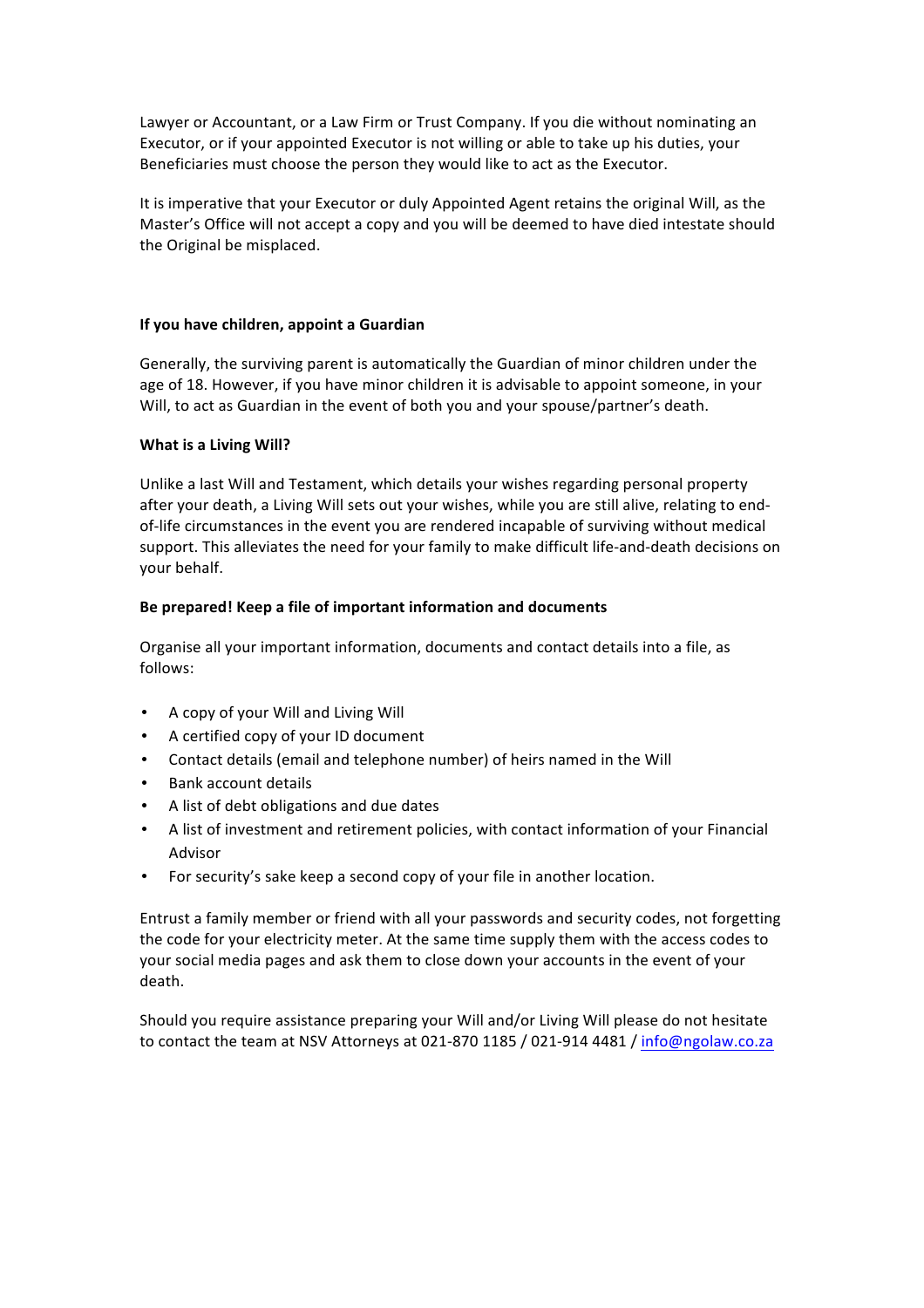Lawyer or Accountant, or a Law Firm or Trust Company. If you die without nominating an Executor, or if your appointed Executor is not willing or able to take up his duties, your Beneficiaries must choose the person they would like to act as the Executor.

It is imperative that your Executor or duly Appointed Agent retains the original Will, as the Master's Office will not accept a copy and you will be deemed to have died intestate should the Original be misplaced.

**If you have children, appoint a Guardian**

Generally, the surviving parent is automatically the Guardian of minor children under the age of 18. However, if you have minor children it is advisable to appoint someone, in your Will, to act as Guardian in the event of both you and your spouse/partner's death.

**What is a Living Will?**

Unlike a last Will and Testament, which details your wishes regarding personal property after your death, a Living Will sets out your wishes, while you are still alive, relating to end-of-life circumstances in the event you are rendered incapable of surviving without medical support. This alleviates the need for your family to make difficult life-and-death decisions on your behalf.

**Be prepared! Keep a file of important information and documents**

Organise all your important information, documents and contact details into a file, as follows:

- A copy of your Will and Living Will
- A certified copy of your ID document
- Contact details (email and telephone number) of heirs named in the Will
- Bank account details
- A list of debt obligations and due dates
- A list of investment and retirement policies, with contact information of your Financial Advisor
- For security's sake keep a second copy of your file in another location.

Entrust a family member or friend with all your passwords and security codes, not forgetting the code for your electricity meter. At the same time supply them with the access codes to your social media pages and ask them to close down your accounts in the event of your death.

Should you require assistance preparing your Will and/or Living Will please do not hesitate to contact the team at NSV Attorneys at 021-870 1185 / 021-914 4481 / info@ngolaw.co.za